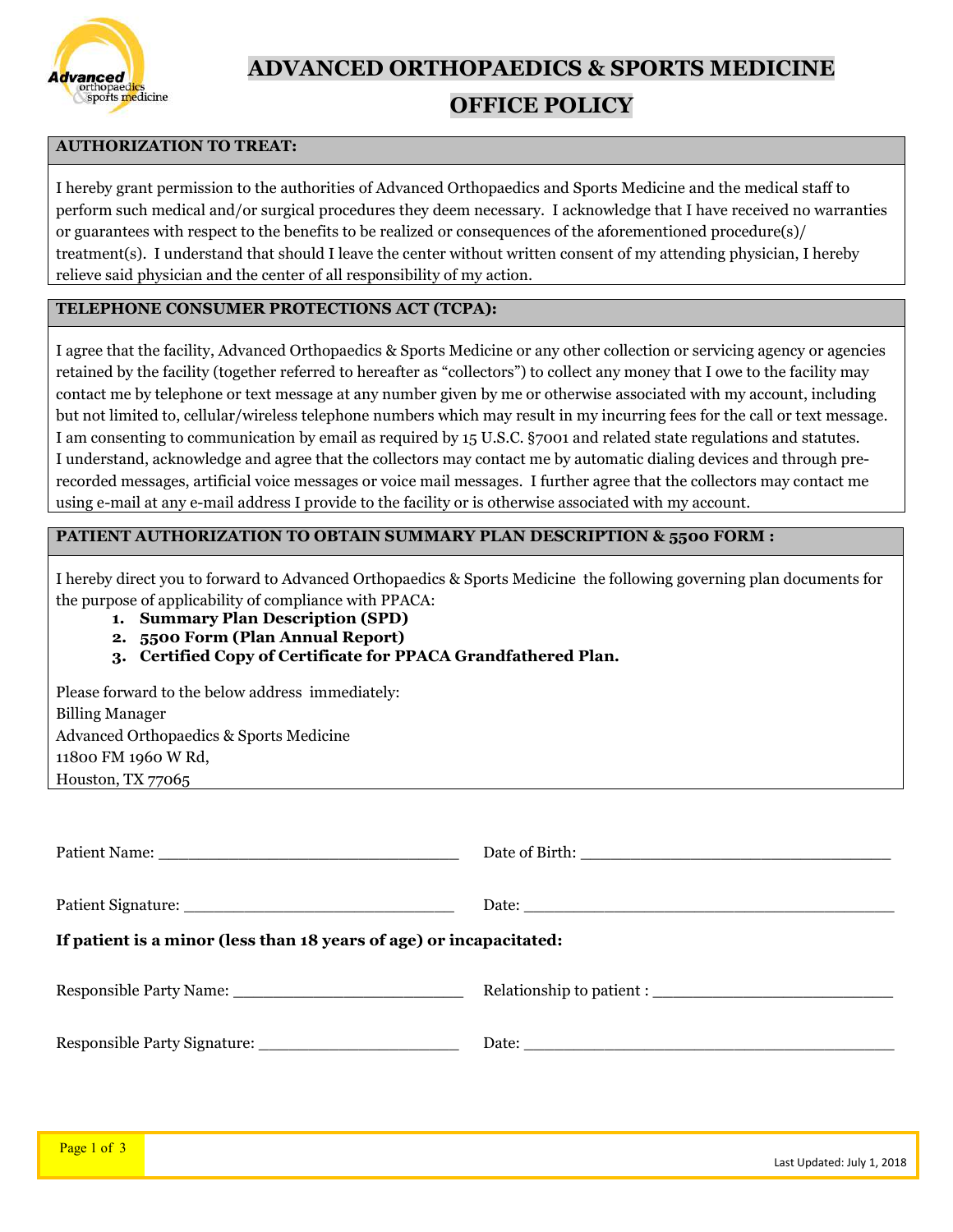# ADVANCED ORTHOPAEDICS & SPORTS MEDICINE

## OFFICE POLICY

### AUTHORIZATION TO TREAT:

I hereby grant permission to the authorities of Advanced Orthopaedics and Sports Medicine and the medical staff to perform such medical and/or surgical procedures they deem necessary. I acknowledge that I have received no warranties or guarantees with respect to the benefits to be realized or consequences of the aforementioned procedure(s)/ treatment(s). I understand that should I leave the center without written consent of my attending physician, I hereby relieve said physician and the center of all responsibility of my action.

### TELEPHONE CONSUMER PROTECTIONS ACT (TCPA):

I agree that the facility, Advanced Orthopaedics & Sports Medicine or any other collection or servicing agency or agencies retained by the facility (together referred to hereafter as "collectors") to collect any money that I owe to the facility may contact me by telephone or text message at any number given by me or otherwise associated with my account, including but not limited to, cellular/wireless telephone numbers which may result in my incurring fees for the call or text message. I am consenting to communication by email as required by 15 U.S.C. §7001 and related state regulations and statutes. I understand, acknowledge and agree that the collectors may contact me by automatic dialing devices and through pre-recorded messages, artificial voice messages or voice mail messages. I further agree that the collectors may contact me using e-mail at any e-mail address I provide to the facility or is otherwise associated with my account.

### PATIENT AUTHORIZATION TO OBTAIN SUMMARY PLAN DESCRIPTION & 5500 FORM :

I hereby direct you to forward to Advanced Orthopaedics & Sports Medicine the following governing plan documents for the purpose of applicability of compliance with PPACA:

1. **Summary Plan Description (SPD)**
2. **5500 Form (Plan Annual Report)**
3. **Certified Copy of Certificate for PPACA Grandfathered Plan.**

Please forward to the below address immediately:
Billing Manager
Advanced Orthopaedics & Sports Medicine
11800 FM 1960 W Rd,
Houston, TX 77065

Patient Name: ______________________________ Date of Birth: ______________________________

Patient Signature: ___________________________ Date: ____________________________________

**If patient is a minor (less than 18 years of age) or incapacitated:**

Responsible Party Name: ______________________ Relationship to patient : ______________________

Responsible Party Signature: ___________________ Date: ____________________________________

Last Updated: July 1, 2018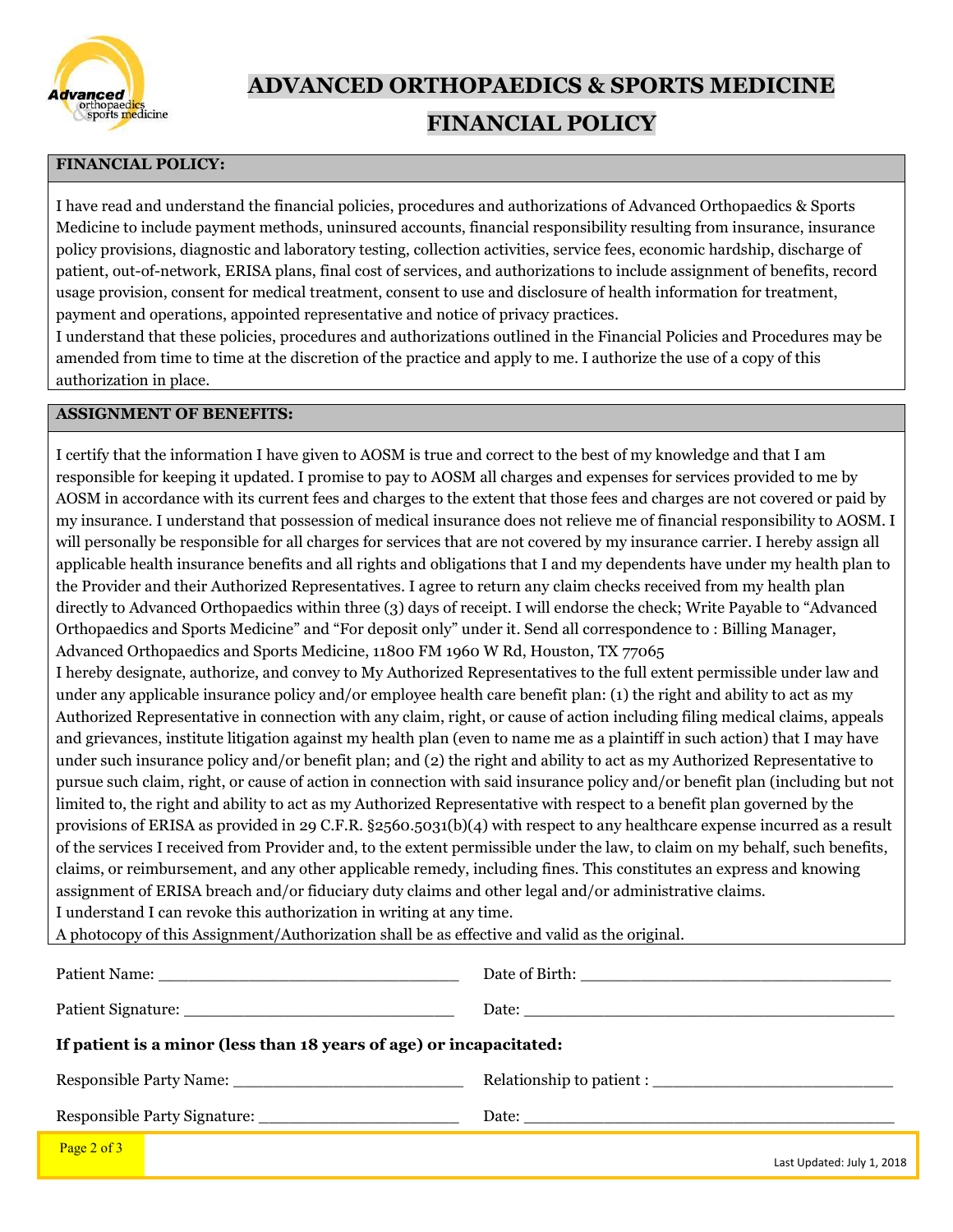# ADVANCED ORTHOPAEDICS & SPORTS MEDICINE

# FINANCIAL POLICY

## FINANCIAL POLICY:

I have read and understand the financial policies, procedures and authorizations of Advanced Orthopaedics & Sports Medicine to include payment methods, uninsured accounts, financial responsibility resulting from insurance, insurance policy provisions, diagnostic and laboratory testing, collection activities, service fees, economic hardship, discharge of patient, out-of-network, ERISA plans, final cost of services, and authorizations to include assignment of benefits, record usage provision, consent for medical treatment, consent to use and disclosure of health information for treatment, payment and operations, appointed representative and notice of privacy practices.

I understand that these policies, procedures and authorizations outlined in the Financial Policies and Procedures may be amended from time to time at the discretion of the practice and apply to me. I authorize the use of a copy of this authorization in place.

## ASSIGNMENT OF BENEFITS:

I certify that the information I have given to AOSM is true and correct to the best of my knowledge and that I am responsible for keeping it updated. I promise to pay to AOSM all charges and expenses for services provided to me by AOSM in accordance with its current fees and charges to the extent that those fees and charges are not covered or paid by my insurance. I understand that possession of medical insurance does not relieve me of financial responsibility to AOSM. I will personally be responsible for all charges for services that are not covered by my insurance carrier. I hereby assign all applicable health insurance benefits and all rights and obligations that I and my dependents have under my health plan to the Provider and their Authorized Representatives. I agree to return any claim checks received from my health plan directly to Advanced Orthopaedics within three (3) days of receipt. I will endorse the check; Write Payable to "Advanced Orthopaedics and Sports Medicine" and "For deposit only" under it. Send all correspondence to : Billing Manager, Advanced Orthopaedics and Sports Medicine, 11800 FM 1960 W Rd, Houston, TX 77065

I hereby designate, authorize, and convey to My Authorized Representatives to the full extent permissible under law and under any applicable insurance policy and/or employee health care benefit plan: (1) the right and ability to act as my Authorized Representative in connection with any claim, right, or cause of action including filing medical claims, appeals and grievances, institute litigation against my health plan (even to name me as a plaintiff in such action) that I may have under such insurance policy and/or benefit plan; and (2) the right and ability to act as my Authorized Representative to pursue such claim, right, or cause of action in connection with said insurance policy and/or benefit plan (including but not limited to, the right and ability to act as my Authorized Representative with respect to a benefit plan governed by the provisions of ERISA as provided in 29 C.F.R. §2560.5031(b)(4) with respect to any healthcare expense incurred as a result of the services I received from Provider and, to the extent permissible under the law, to claim on my behalf, such benefits, claims, or reimbursement, and any other applicable remedy, including fines. This constitutes an express and knowing assignment of ERISA breach and/or fiduciary duty claims and other legal and/or administrative claims.

I understand I can revoke this authorization in writing at any time.

A photocopy of this Assignment/Authorization shall be as effective and valid as the original.

Patient Name: ________________________________ Date of Birth: ________________________________

Patient Signature: ____________________________ Date: ______________________________________

**If patient is a minor (less than 18 years of age) or incapacitated:**

Responsible Party Name: ________________________ Relationship to patient : _______________________

Responsible Party Signature: _____________________ Date: ______________________________________

Last Updated: July 1, 2018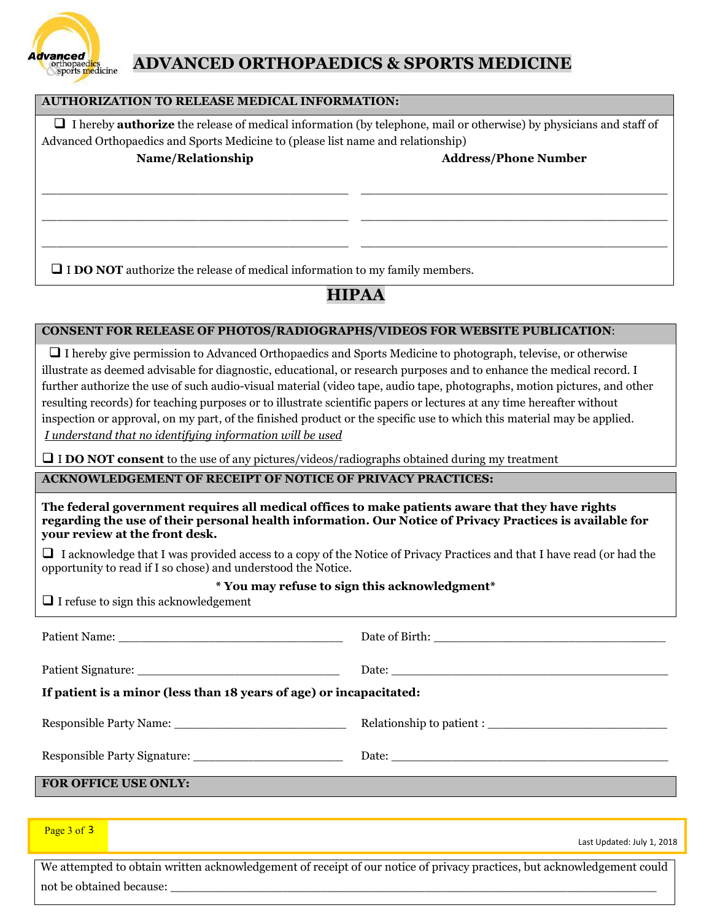# ADVANCED ORTHOPAEDICS & SPORTS MEDICINE

## AUTHORIZATION TO RELEASE MEDICAL INFORMATION:

❑ I hereby **authorize** the release of medical information (by telephone, mail or otherwise) by physicians and staff of Advanced Orthopaedics and Sports Medicine to (please list name and relationship)

| **Name/Relationship** | **Address/Phone Number** |
|---|---|
| ______________________________ | ______________________________ |
| ______________________________ | ______________________________ |
| ______________________________ | ______________________________ |

❑ I **DO NOT** authorize the release of medical information to my family members.

## HIPAA

## CONSENT FOR RELEASE OF PHOTOS/RADIOGRAPHS/VIDEOS FOR WEBSITE PUBLICATION:

❑ I hereby give permission to Advanced Orthopaedics and Sports Medicine to photograph, televise, or otherwise illustrate as deemed advisable for diagnostic, educational, or research purposes and to enhance the medical record. I further authorize the use of such audio-visual material (video tape, audio tape, photographs, motion pictures, and other resulting records) for teaching purposes or to illustrate scientific papers or lectures at any time hereafter without inspection or approval, on my part, of the finished product or the specific use to which this material may be applied. *I understand that no identifying information will be used*

❑ I **DO NOT consent** to the use of any pictures/videos/radiographs obtained during my treatment

## ACKNOWLEDGEMENT OF RECEIPT OF NOTICE OF PRIVACY PRACTICES:

**The federal government requires all medical offices to make patients aware that they have rights regarding the use of their personal health information. Our Notice of Privacy Practices is available for your review at the front desk.**

❑ I acknowledge that I was provided access to a copy of the Notice of Privacy Practices and that I have read (or had the opportunity to read if I so chose) and understood the Notice.

**\* You may refuse to sign this acknowledgment\***

❑ I refuse to sign this acknowledgement

Patient Name: ______________________________ Date of Birth: ______________________________

Patient Signature: ______________________________ Date: ______________________________

**If patient is a minor (less than 18 years of age) or incapacitated:**

Responsible Party Name: ______________________________ Relationship to patient : ______________________________

Responsible Party Signature: ______________________________ Date: ______________________________

## FOR OFFICE USE ONLY:

Last Updated: July 1, 2018

We attempted to obtain written acknowledgement of receipt of our notice of privacy practices, but acknowledgement could not be obtained because: ______________________________